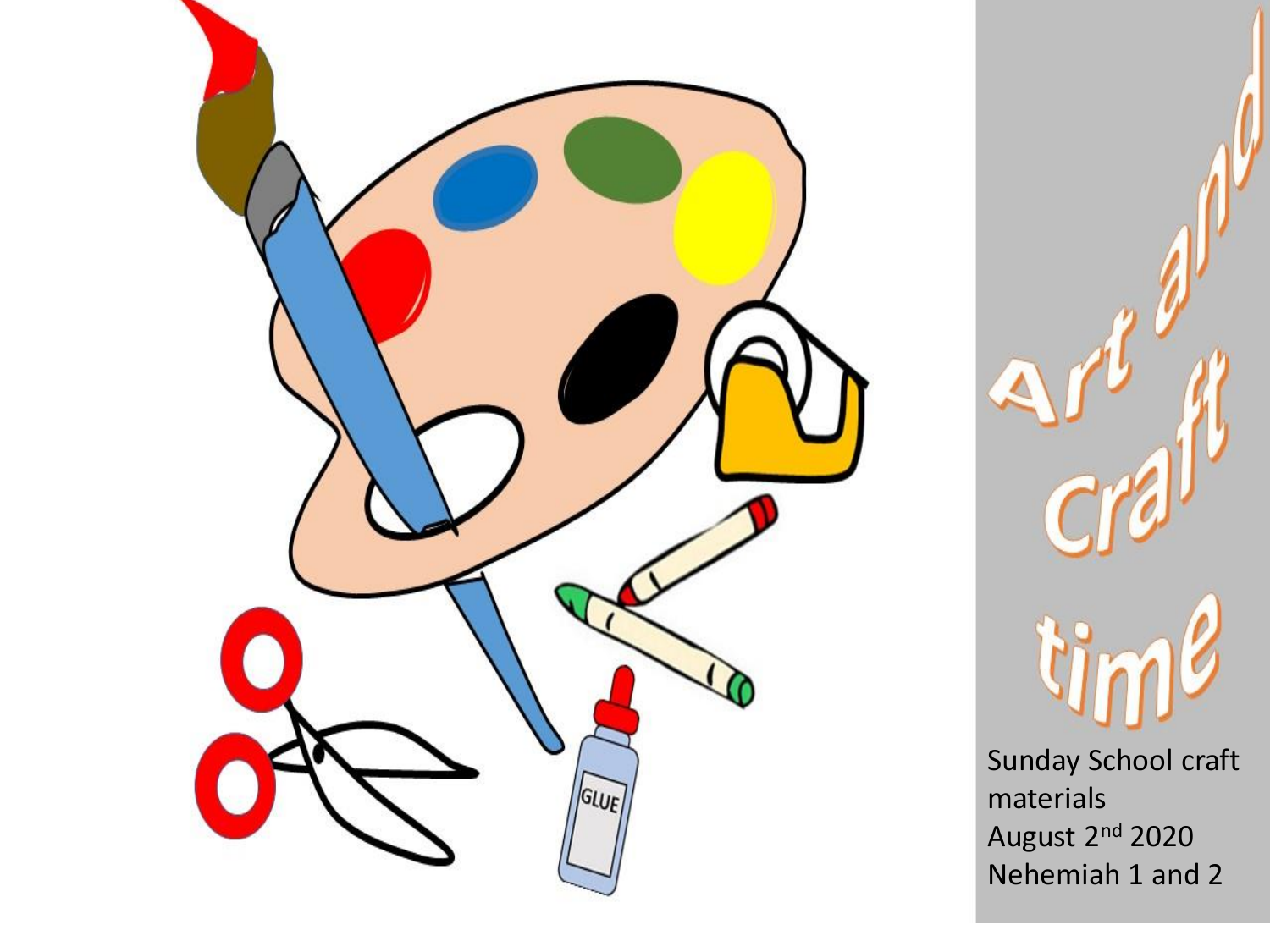# Art and Craft time

Sunday School craft materials
August 2nd 2020
Nehemiah 1 and 2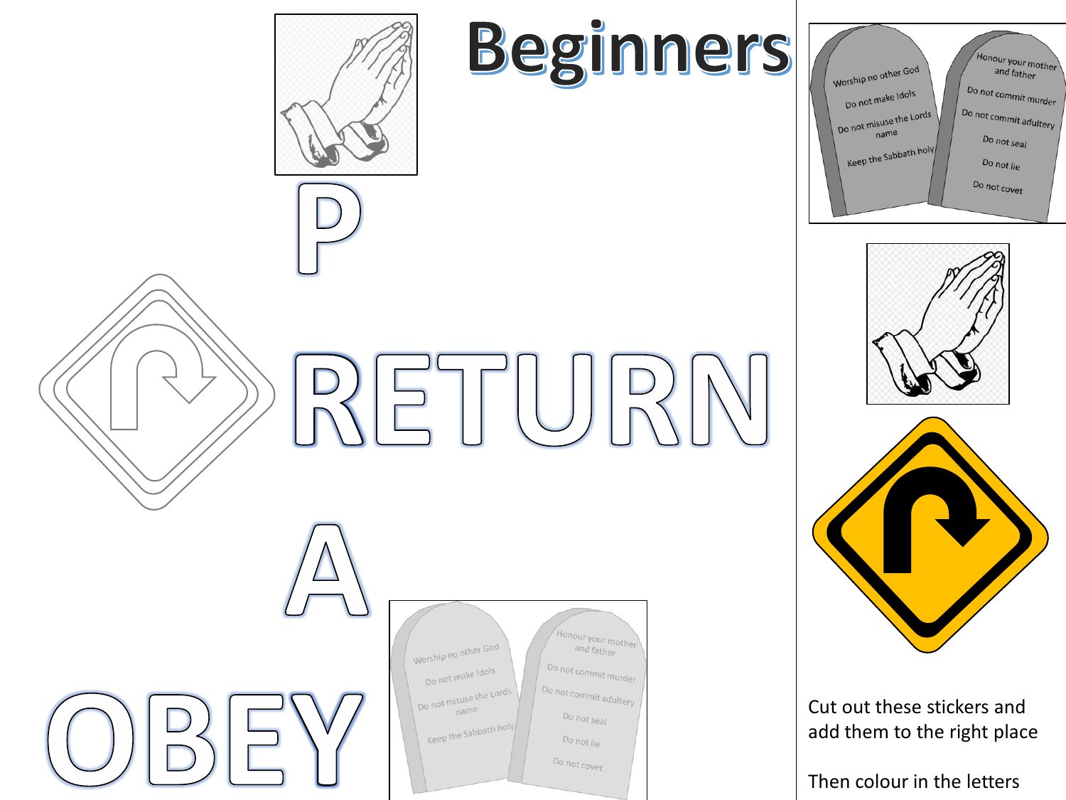# Beginners

P

RETURN

A

OBEY

Worship no other God

Do not make Idols

Do not misuse the Lords name

Keep the Sabbath holy

Honour your mother and father

Do not commit murder

Do not commit adultery

Do not seal

Do not lie

Do not covet

Cut out these stickers and add them to the right place

Then colour in the letters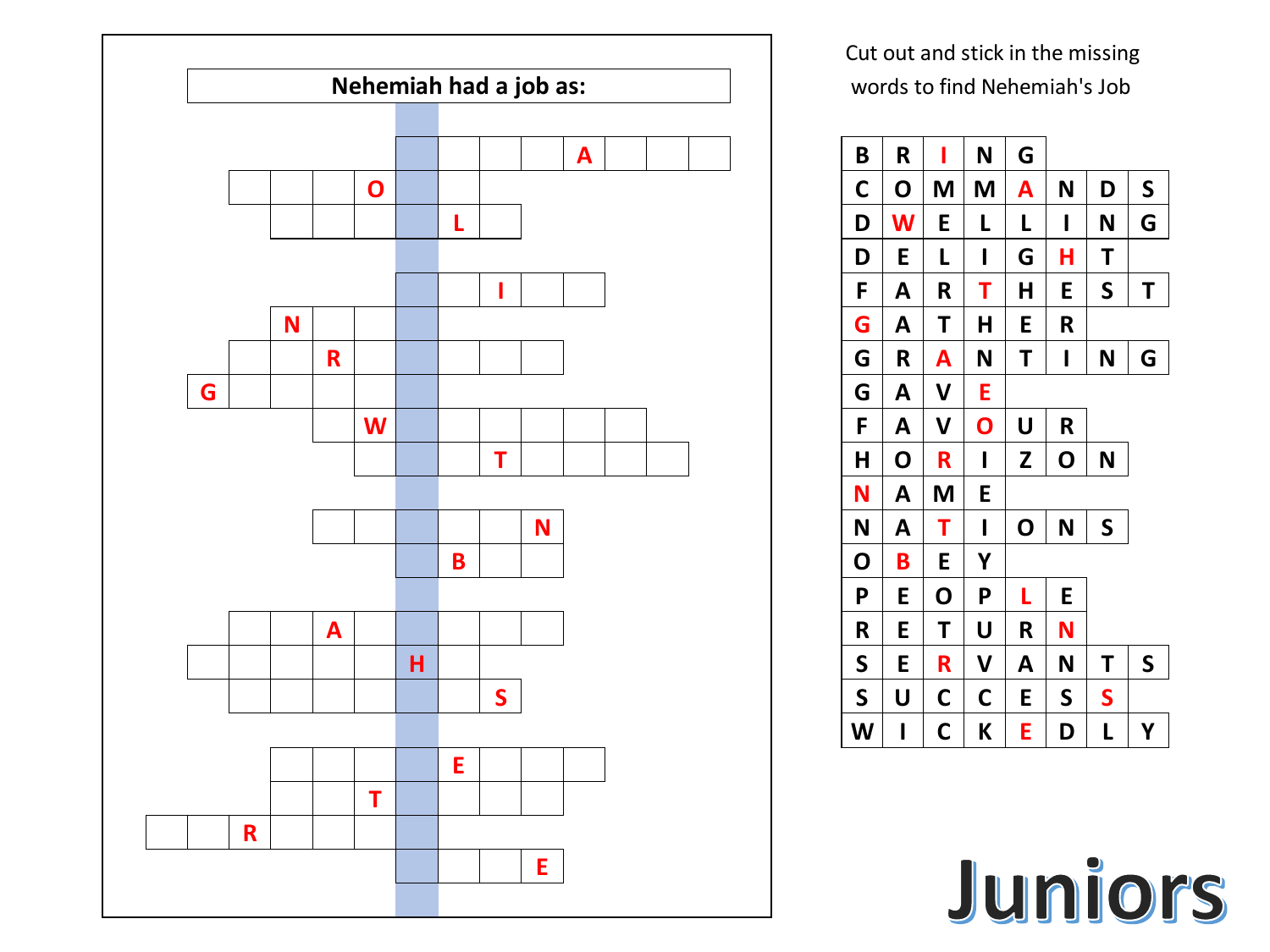Cut out and stick in the missing words to find Nehemiah's Job

| | | | | | | | |
|---|---|---|---|---|---|---|---|
| B | R | I | N | G | | | |
| C | O | M | M | A | N | D | S |
| D | W | E | L | L | I | N | G |
| D | E | L | I | G | H | T | |
| F | A | R | T | H | E | S | T |
| G | A | T | H | E | R | | |
| G | R | A | N | T | I | N | G |
| G | A | V | E | | | | |
| F | A | V | O | U | R | | |
| H | O | R | I | Z | O | N | |
| N | A | M | E | | | | |
| N | A | T | I | O | N | S | |
| O | B | E | Y | | | | |
| P | E | O | P | L | E | | |
| R | E | T | U | R | N | | |
| S | E | R | V | A | N | T | S |
| S | U | C | C | E | S | S | |
| W | I | C | K | E | D | L | Y |

**Nehemiah had a job as:**

| | | | | | | | | | | | | | |
|---|---|---|---|---|---|---|---|---|---|---|---|---|---|
| | | | | | ▢ | ▢ | ▢ | ▢ | A | ▢ | ▢ | ▢ | |
| | | ▢ | ▢ | ▢ | O | ▢ | ▢ | | | | | | |
| | | | ▢ | ▢ | ▢ | ▢ | L | ▢ | | | | | |
| | | | | | | | | | | | | | |
| | | | | | | ▢ | ▢ | I | ▢ | ▢ | | | |
| | | | N | ▢ | ▢ | ▢ | | | | | | | |
| | | ▢ | ▢ | R | ▢ | ▢ | ▢ | ▢ | ▢ | | | | |
| | G | ▢ | ▢ | ▢ | ▢ | ▢ | | | | | | | |
| | | | | ▢ | W | ▢ | ▢ | ▢ | ▢ | ▢ | ▢ | | |
| | | | | | ▢ | ▢ | ▢ | T | ▢ | ▢ | ▢ | ▢ | |
| | | | | | | | | | | | | | |
| | | | | ▢ | ▢ | ▢ | ▢ | ▢ | N | | | | |
| | | | | | | ▢ | B | ▢ | ▢ | | | | |
| | | | | | | | | | | | | | |
| | | ▢ | ▢ | A | ▢ | ▢ | ▢ | ▢ | ▢ | | | | |
| | ▢ | ▢ | ▢ | ▢ | ▢ | H | ▢ | | | | | | |
| | | ▢ | ▢ | ▢ | ▢ | ▢ | ▢ | S | | | | | |
| | | | | | | | | | | | | | |
| | | | ▢ | ▢ | ▢ | ▢ | E | ▢ | ▢ | ▢ | | | |
| | | | ▢ | ▢ | T | ▢ | ▢ | ▢ | ▢ | | | | |
| ▢ | ▢ | R | ▢ | ▢ | ▢ | | | | | | | | |
| | | | | | | ▢ | ▢ | ▢ | E | | | | |

Juniors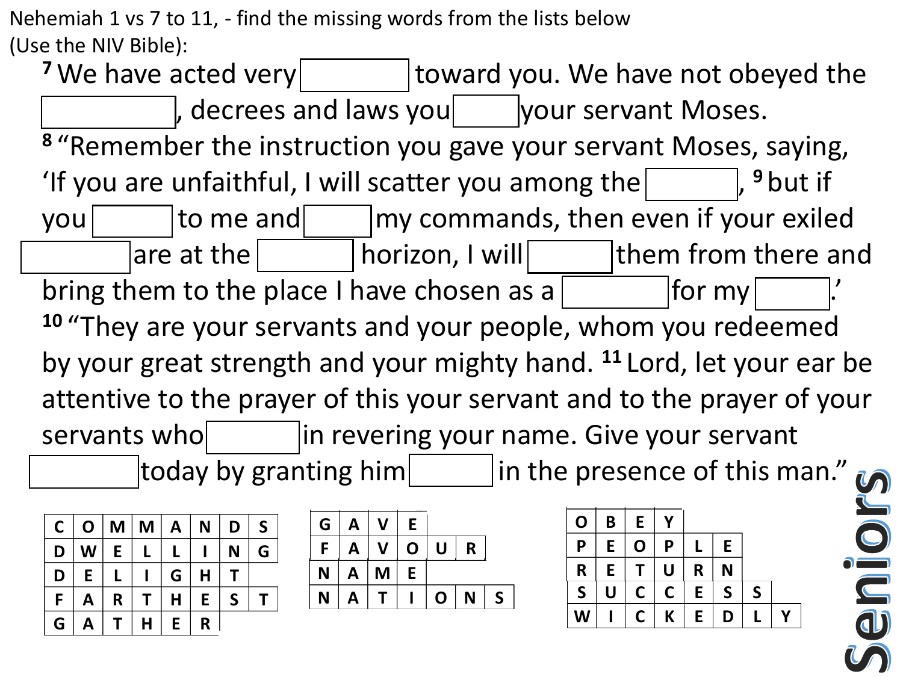Nehemiah 1 vs 7 to 11, - find the missing words from the lists below
(Use the NIV Bible):

[7] We have acted very ______ toward you. We have not obeyed the ______, decrees and laws you ______ your servant Moses.
[8] "Remember the instruction you gave your servant Moses, saying, 'If you are unfaithful, I will scatter you among the ______, [9] but if you ______ to me and ______ my commands, then even if your exiled ______ are at the ______ horizon, I will ______ them from there and bring them to the place I have chosen as a ______ for my ______.'
[10] "They are your servants and your people, whom you redeemed by your great strength and your mighty hand. [11] Lord, let your ear be attentive to the prayer of this your servant and to the prayer of your servants who ______ in revering your name. Give your servant ______ today by granting him ______ in the presence of this man."

| C | O | M | M | A | N | D | S |
|---|---|---|---|---|---|---|---|
| D | W | E | L | L | I | N | G |
| D | E | L | I | G | H | T | |
| F | A | R | T | H | E | S | T |
| G | A | T | H | E | R | | |

| G | A | V | E | | | |
|---|---|---|---|---|---|---|
| F | A | V | O | U | R | |
| N | A | M | E | | | |
| N | A | T | I | O | N | S |

| O | B | E | Y | | | | |
|---|---|---|---|---|---|---|---|
| P | E | O | P | L | E | | |
| R | E | T | U | R | N | | |
| S | U | C | C | E | S | S | |
| W | I | C | K | E | D | L | Y |

Seniors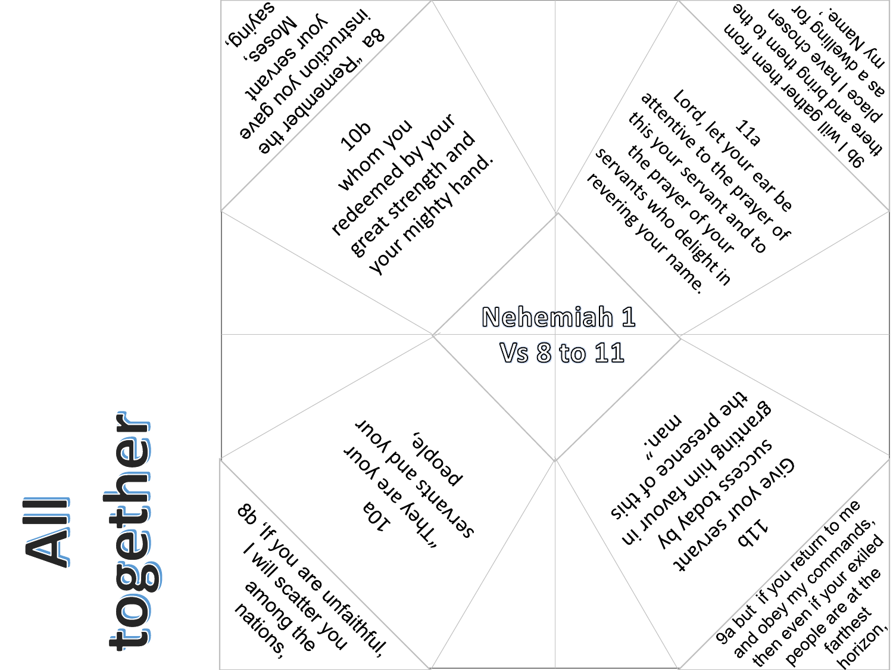# All together

## Nehemiah 1
## Vs 8 to 11

8a "Remember the instruction you gave your servant Moses, saying,

8b 'If you are unfaithful, I will scatter you among the nations,

9a but if you return to me and obey my commands, then even if your exiled people are at the farthest horizon,

9b I will gather them from there and bring them to the place I have chosen as a dwelling for my Name.'

10a "They are your servants and your people,

10b whom you redeemed by your great strength and your mighty hand.

11a Lord, let your ear be attentive to the prayer of this your servant and to the prayer of your servants who delight in revering your name.

11b Give your servant success today by granting him favour in the presence of this man."